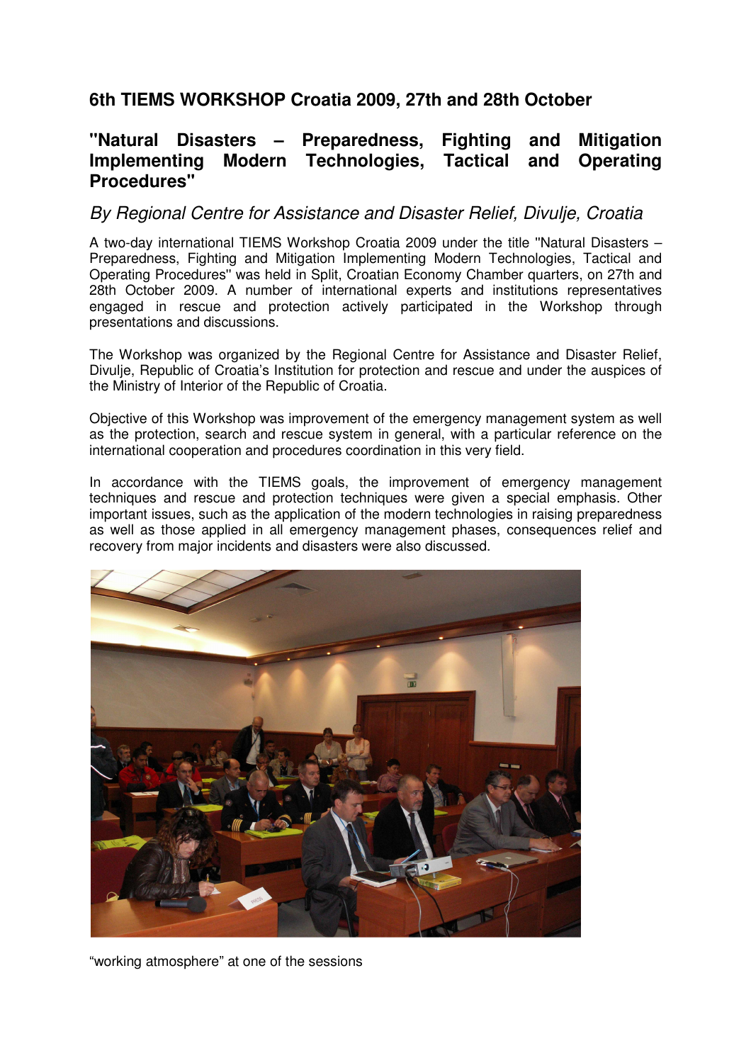## 6th TIEMS WORKSHOP Croatia 2009, 27th and 28th October

## "Natural Disasters – Preparedness, Fighting and Mitigation Implementing Modern Technologies, Tactical and Operating Procedures"

*By Regional Centre for Assistance and Disaster Relief, Divulje, Croatia*

A two-day international TIEMS Workshop Croatia 2009 under the title "Natural Disasters – Preparedness, Fighting and Mitigation Implementing Modern Technologies, Tactical and Operating Procedures" was held in Split, Croatian Economy Chamber quarters, on 27th and 28th October 2009. A number of international experts and institutions representatives engaged in rescue and protection actively participated in the Workshop through presentations and discussions.

The Workshop was organized by the Regional Centre for Assistance and Disaster Relief, Divulje, Republic of Croatia's Institution for protection and rescue and under the auspices of the Ministry of Interior of the Republic of Croatia.

Objective of this Workshop was improvement of the emergency management system as well as the protection, search and rescue system in general, with a particular reference on the international cooperation and procedures coordination in this very field.

In accordance with the TIEMS goals, the improvement of emergency management techniques and rescue and protection techniques were given a special emphasis. Other important issues, such as the application of the modern technologies in raising preparedness as well as those applied in all emergency management phases, consequences relief and recovery from major incidents and disasters were also discussed.

"working atmosphere" at one of the sessions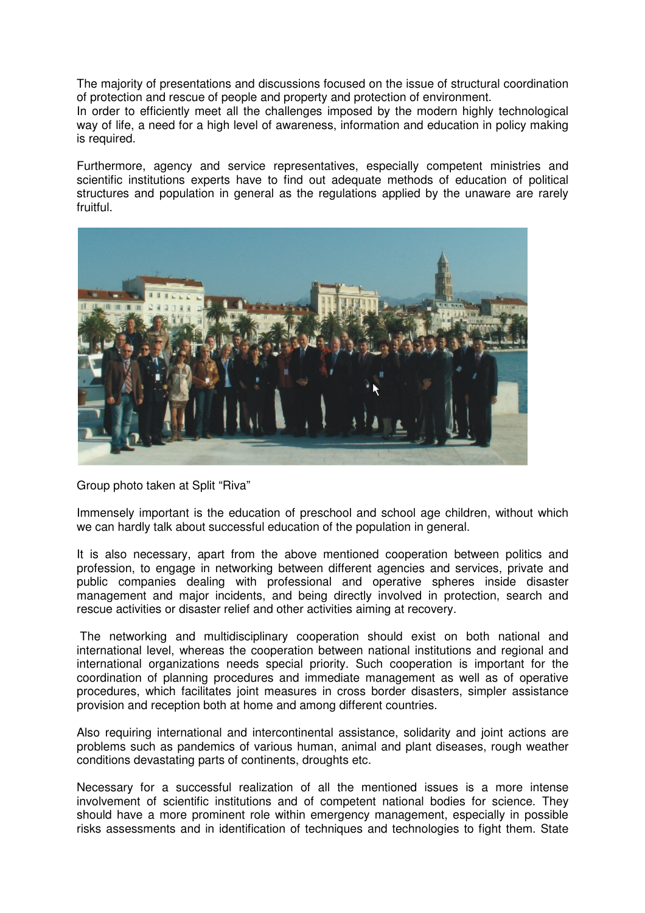The majority of presentations and discussions focused on the issue of structural coordination of protection and rescue of people and property and protection of environment.
In order to efficiently meet all the challenges imposed by the modern highly technological way of life, a need for a high level of awareness, information and education in policy making is required.

Furthermore, agency and service representatives, especially competent ministries and scientific institutions experts have to find out adequate methods of education of political structures and population in general as the regulations applied by the unaware are rarely fruitful.

Group photo taken at Split "Riva"

Immensely important is the education of preschool and school age children, without which we can hardly talk about successful education of the population in general.

It is also necessary, apart from the above mentioned cooperation between politics and profession, to engage in networking between different agencies and services, private and public companies dealing with professional and operative spheres inside disaster management and major incidents, and being directly involved in protection, search and rescue activities or disaster relief and other activities aiming at recovery.

The networking and multidisciplinary cooperation should exist on both national and international level, whereas the cooperation between national institutions and regional and international organizations needs special priority. Such cooperation is important for the coordination of planning procedures and immediate management as well as of operative procedures, which facilitates joint measures in cross border disasters, simpler assistance provision and reception both at home and among different countries.

Also requiring international and intercontinental assistance, solidarity and joint actions are problems such as pandemics of various human, animal and plant diseases, rough weather conditions devastating parts of continents, droughts etc.

Necessary for a successful realization of all the mentioned issues is a more intense involvement of scientific institutions and of competent national bodies for science. They should have a more prominent role within emergency management, especially in possible risks assessments and in identification of techniques and technologies to fight them. State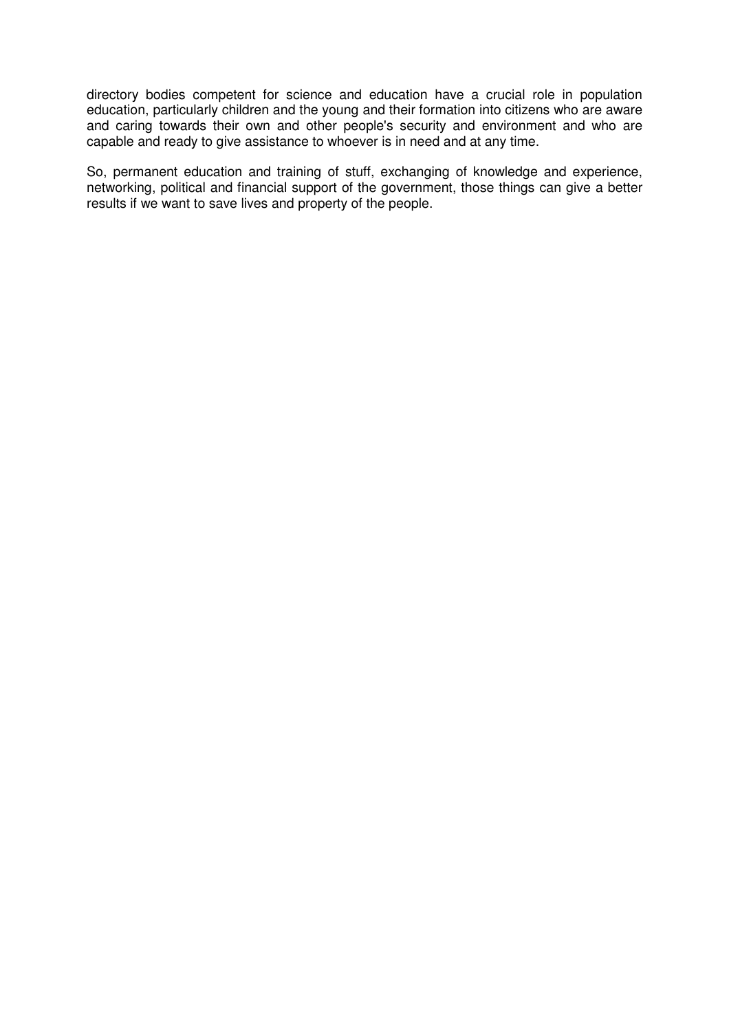directory bodies competent for science and education have a crucial role in population education, particularly children and the young and their formation into citizens who are aware and caring towards their own and other people's security and environment and who are capable and ready to give assistance to whoever is in need and at any time.

So, permanent education and training of stuff, exchanging of knowledge and experience, networking, political and financial support of the government, those things can give a better results if we want to save lives and property of the people.